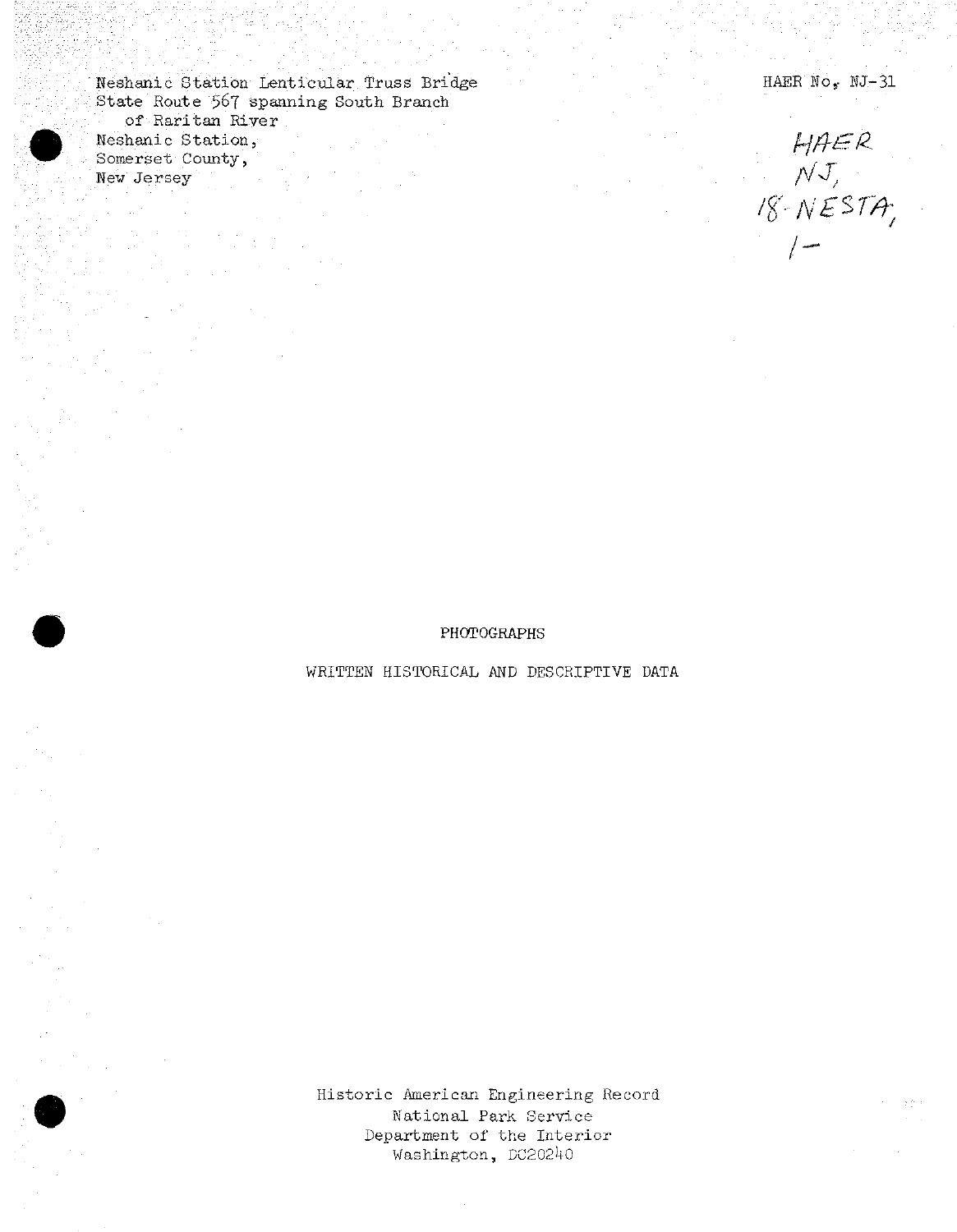Neshanic Station Lenticular Truss Bridge
State Route 567 spanning South Branch
of Raritan River
Neshanic Station,
Somerset County,
New Jersey

HAER No. NJ-31

HAER
NJ,
18-NESTA,
1-

PHOTOGRAPHS

WRITTEN HISTORICAL AND DESCRIPTIVE DATA

Historic American Engineering Record
National Park Service
Department of the Interior
Washington, DC20240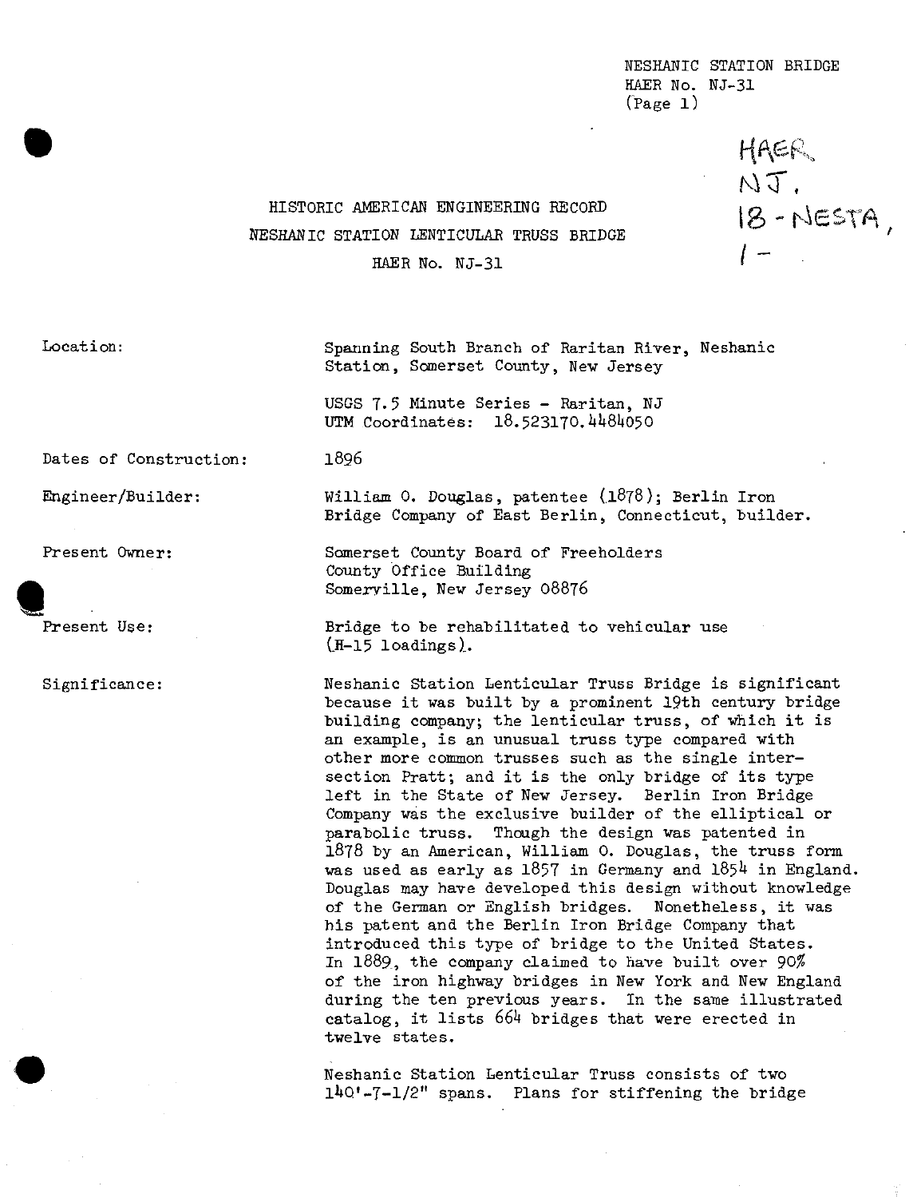# HISTORIC AMERICAN ENGINEERING RECORD

# NESHANIC STATION LENTICULAR TRUSS BRIDGE

## HAER No. NJ-31

HAER NJ, 18-NESTA, 1-

| | |
|---|---|
| Location: | Spanning South Branch of Raritan River, Neshanic Station, Somerset County, New Jersey<br><br>USGS 7.5 Minute Series - Raritan, NJ<br>UTM Coordinates: 18.523170.4484050 |
| Dates of Construction: | 1896 |
| Engineer/Builder: | William O. Douglas, patentee (1878); Berlin Iron Bridge Company of East Berlin, Connecticut, builder. |
| Present Owner: | Somerset County Board of Freeholders<br>County Office Building<br>Somerville, New Jersey 08876 |
| Present Use: | Bridge to be rehabilitated to vehicular use (H-15 loadings). |
| Significance: | Neshanic Station Lenticular Truss Bridge is significant because it was built by a prominent 19th century bridge building company; the lenticular truss, of which it is an example, is an unusual truss type compared with other more common trusses such as the single intersection Pratt; and it is the only bridge of its type left in the State of New Jersey. Berlin Iron Bridge Company was the exclusive builder of the elliptical or parabolic truss. Though the design was patented in 1878 by an American, William O. Douglas, the truss form was used as early as 1857 in Germany and 1854 in England. Douglas may have developed this design without knowledge of the German or English bridges. Nonetheless, it was his patent and the Berlin Iron Bridge Company that introduced this type of bridge to the United States. In 1889, the company claimed to have built over 90% of the iron highway bridges in New York and New England during the ten previous years. In the same illustrated catalog, it lists 664 bridges that were erected in twelve states.<br><br>Neshanic Station Lenticular Truss consists of two 140'-7-1/2" spans. Plans for stiffening the bridge |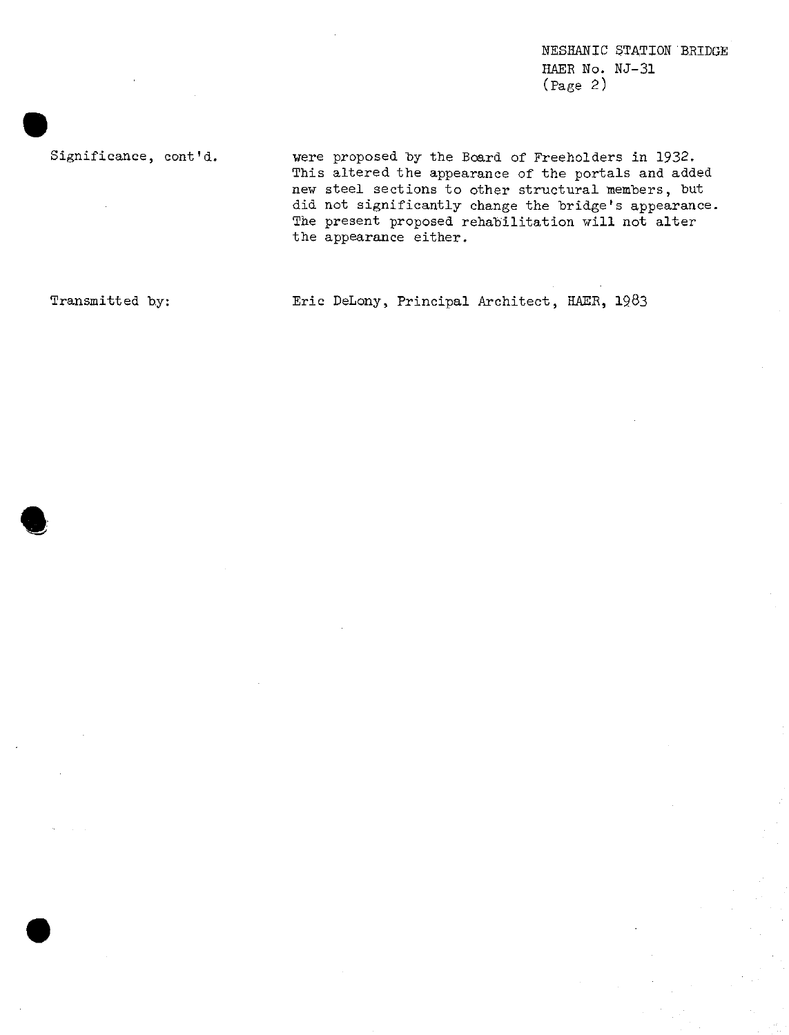Significance, cont'd. were proposed by the Board of Freeholders in 1932. This altered the appearance of the portals and added new steel sections to other structural members, but did not significantly change the bridge's appearance. The present proposed rehabilitation will not alter the appearance either.

Transmitted by: Eric DeLony, Principal Architect, HAER, 1983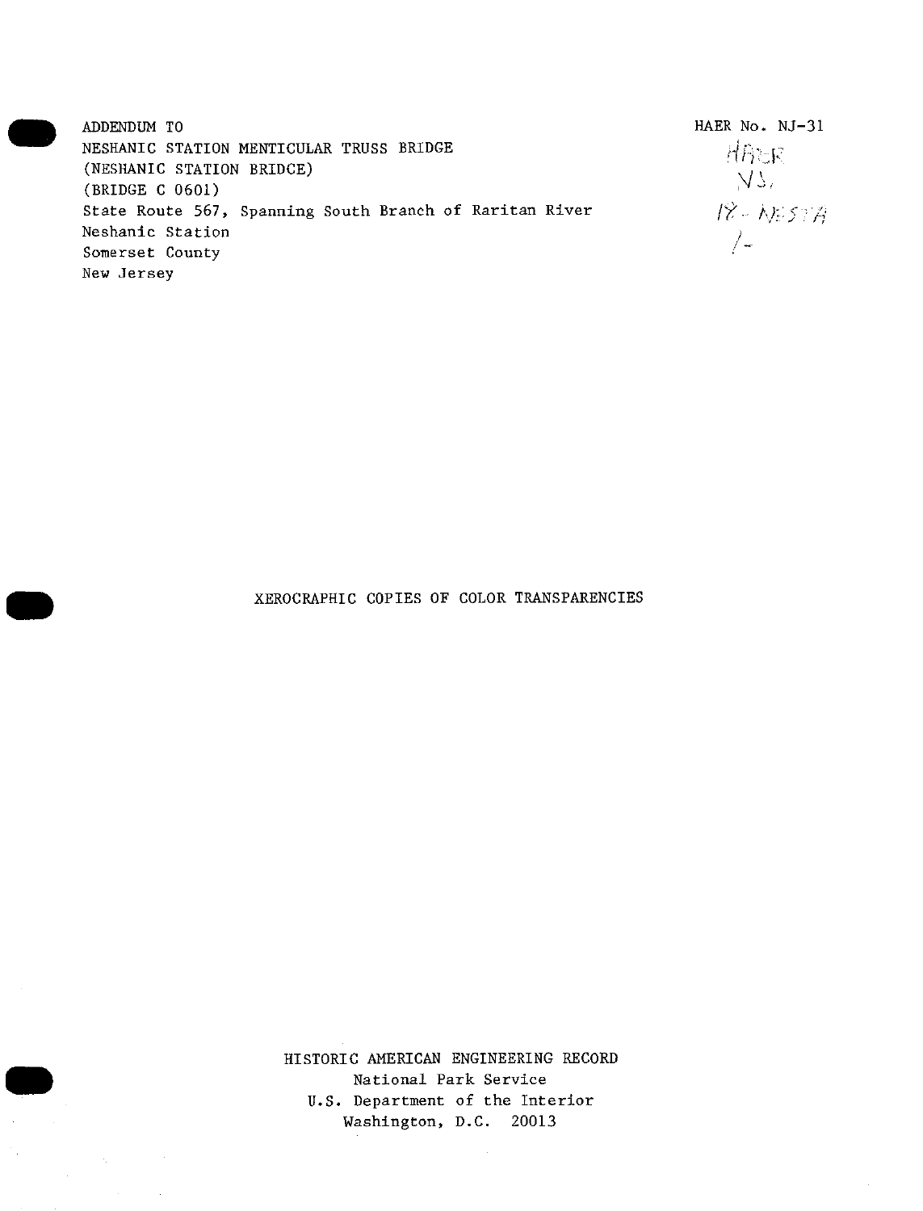ADDENDUM TO
NESHANIC STATION MENTICULAR TRUSS BRIDGE
(NESHANIC STATION BRIDCE)
(BRIDGE C 0601)
State Route 567, Spanning South Branch of Raritan River
Neshanic Station
Somerset County
New Jersey

HAER No. NJ-31
HAER
NJ,
18-NESTA
1-

XEROCRAPHIC COPIES OF COLOR TRANSPARENCIES

HISTORIC AMERICAN ENGINEERING RECORD
National Park Service
U.S. Department of the Interior
Washington, D.C. 20013